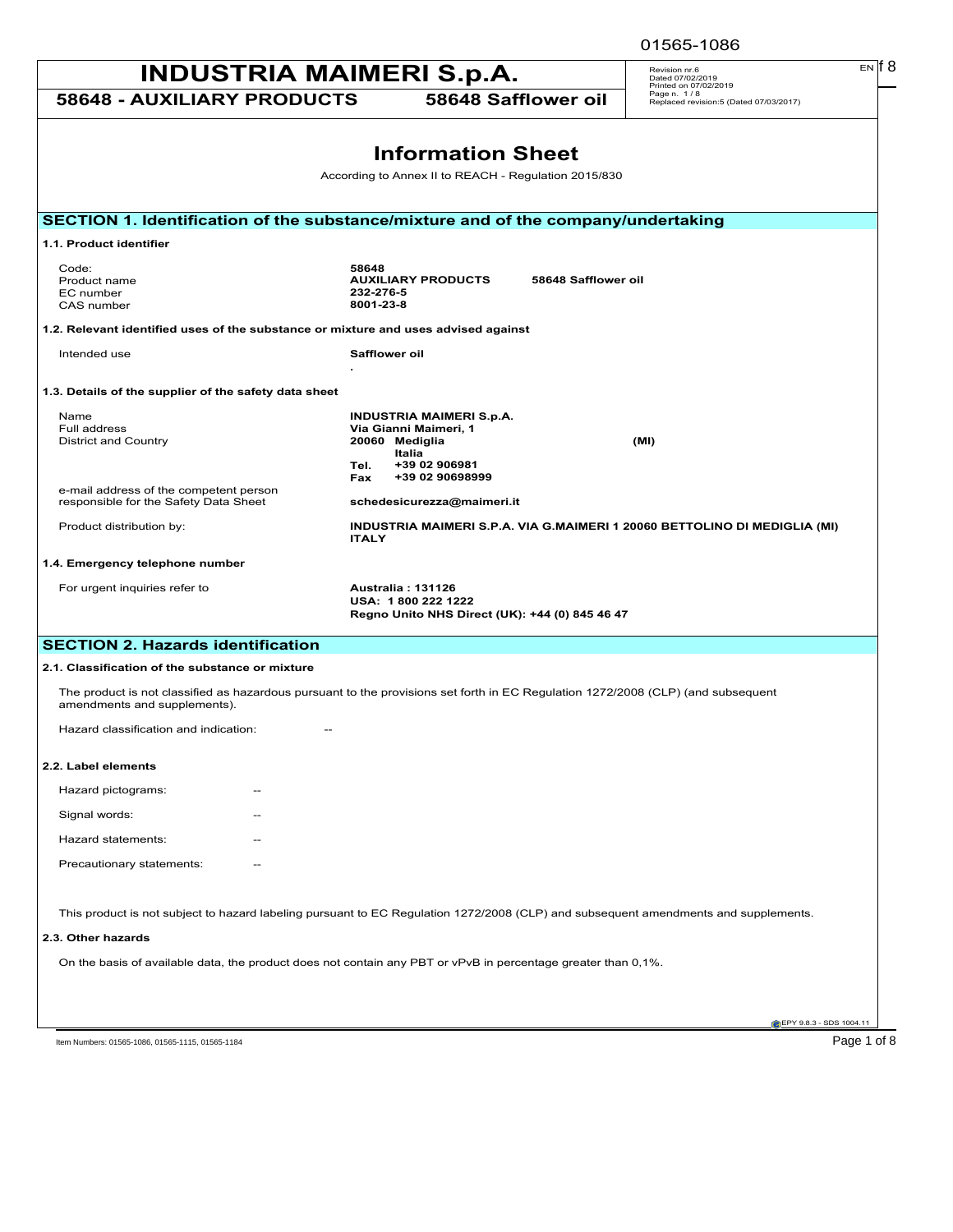# INDUSTRIA MAIMERI S.p.A.

**58648 - AUXILIARY PRODUCTS** **58648 Safflower oil**

Revision nr.6
Dated 07/02/2019
Printed on 07/02/2019
Replaced revision:5 (Dated 07/03/2017)

# Information Sheet

According to Annex II to REACH - Regulation 2015/830

## SECTION 1. Identification of the substance/mixture and of the company/undertaking

### 1.1. Product identifier

| | |
|---|---|
| Code: | **58648** |
| Product name | **AUXILIARY PRODUCTS 58648 Safflower oil** |
| EC number | **232-276-5** |
| CAS number | **8001-23-8** |

### 1.2. Relevant identified uses of the substance or mixture and uses advised against

| | |
|---|---|
| Intended use | **Safflower oil** <br> **.** |

### 1.3. Details of the supplier of the safety data sheet

| | |
|---|---|
| Name | **INDUSTRIA MAIMERI S.p.A.** |
| Full address | **Via Gianni Maimeri, 1** |
| District and Country | **20060 Mediglia (MI)** <br> **Italia** |
| | **Tel. +39 02 906981** |
| | **Fax +39 02 90698999** |
| e-mail address of the competent person responsible for the Safety Data Sheet | **schedesicurezza@maimeri.it** |
| Product distribution by: | **INDUSTRIA MAIMERI S.P.A. VIA G.MAIMERI 1 20060 BETTOLINO DI MEDIGLIA (MI) ITALY** |

### 1.4. Emergency telephone number

| | |
|---|---|
| For urgent inquiries refer to | **Australia : 131126** <br> **USA: 1 800 222 1222** <br> **Regno Unito NHS Direct (UK): +44 (0) 845 46 47** |

## SECTION 2. Hazards identification

### 2.1. Classification of the substance or mixture

The product is not classified as hazardous pursuant to the provisions set forth in EC Regulation 1272/2008 (CLP) (and subsequent amendments and supplements).

Hazard classification and indication: --

### 2.2. Label elements

Hazard pictograms: --

Signal words: --

Hazard statements: --

Precautionary statements: --

This product is not subject to hazard labeling pursuant to EC Regulation 1272/2008 (CLP) and subsequent amendments and supplements.

### 2.3. Other hazards

On the basis of available data, the product does not contain any PBT or vPvB in percentage greater than 0,1%.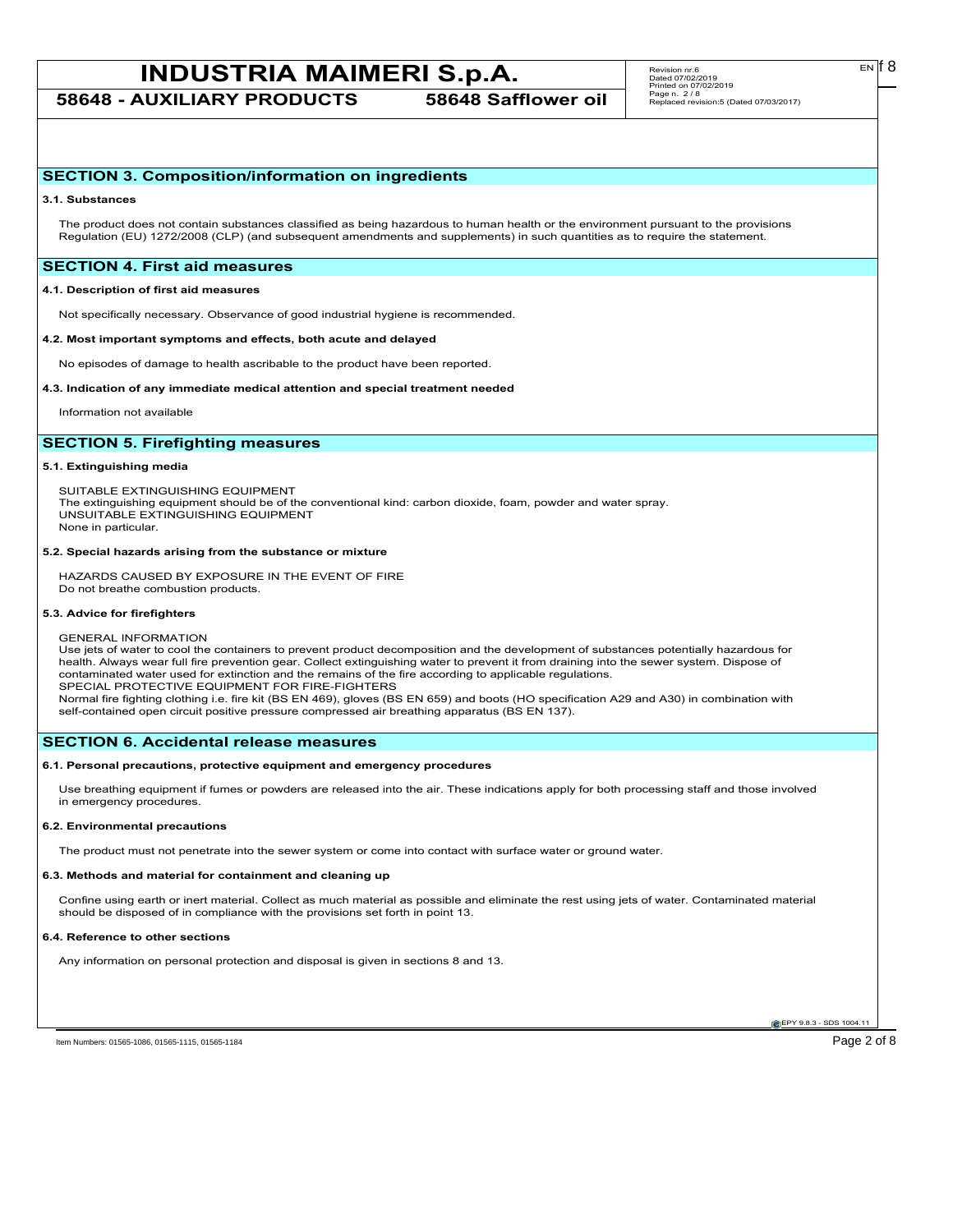## SECTION 3. Composition/information on ingredients

### 3.1. Substances

The product does not contain substances classified as being hazardous to human health or the environment pursuant to the provisions Regulation (EU) 1272/2008 (CLP) (and subsequent amendments and supplements) in such quantities as to require the statement.

## SECTION 4. First aid measures

### 4.1. Description of first aid measures

Not specifically necessary. Observance of good industrial hygiene is recommended.

### 4.2. Most important symptoms and effects, both acute and delayed

No episodes of damage to health ascribable to the product have been reported.

### 4.3. Indication of any immediate medical attention and special treatment needed

Information not available

## SECTION 5. Firefighting measures

### 5.1. Extinguishing media

SUITABLE EXTINGUISHING EQUIPMENT
The extinguishing equipment should be of the conventional kind: carbon dioxide, foam, powder and water spray.
UNSUITABLE EXTINGUISHING EQUIPMENT
None in particular.

### 5.2. Special hazards arising from the substance or mixture

HAZARDS CAUSED BY EXPOSURE IN THE EVENT OF FIRE
Do not breathe combustion products.

### 5.3. Advice for firefighters

GENERAL INFORMATION
Use jets of water to cool the containers to prevent product decomposition and the development of substances potentially hazardous for health. Always wear full fire prevention gear. Collect extinguishing water to prevent it from draining into the sewer system. Dispose of contaminated water used for extinction and the remains of the fire according to applicable regulations.
SPECIAL PROTECTIVE EQUIPMENT FOR FIRE-FIGHTERS
Normal fire fighting clothing i.e. fire kit (BS EN 469), gloves (BS EN 659) and boots (HO specification A29 and A30) in combination with self-contained open circuit positive pressure compressed air breathing apparatus (BS EN 137).

## SECTION 6. Accidental release measures

### 6.1. Personal precautions, protective equipment and emergency procedures

Use breathing equipment if fumes or powders are released into the air. These indications apply for both processing staff and those involved in emergency procedures.

### 6.2. Environmental precautions

The product must not penetrate into the sewer system or come into contact with surface water or ground water.

### 6.3. Methods and material for containment and cleaning up

Confine using earth or inert material. Collect as much material as possible and eliminate the rest using jets of water. Contaminated material should be disposed of in compliance with the provisions set forth in point 13.

### 6.4. Reference to other sections

Any information on personal protection and disposal is given in sections 8 and 13.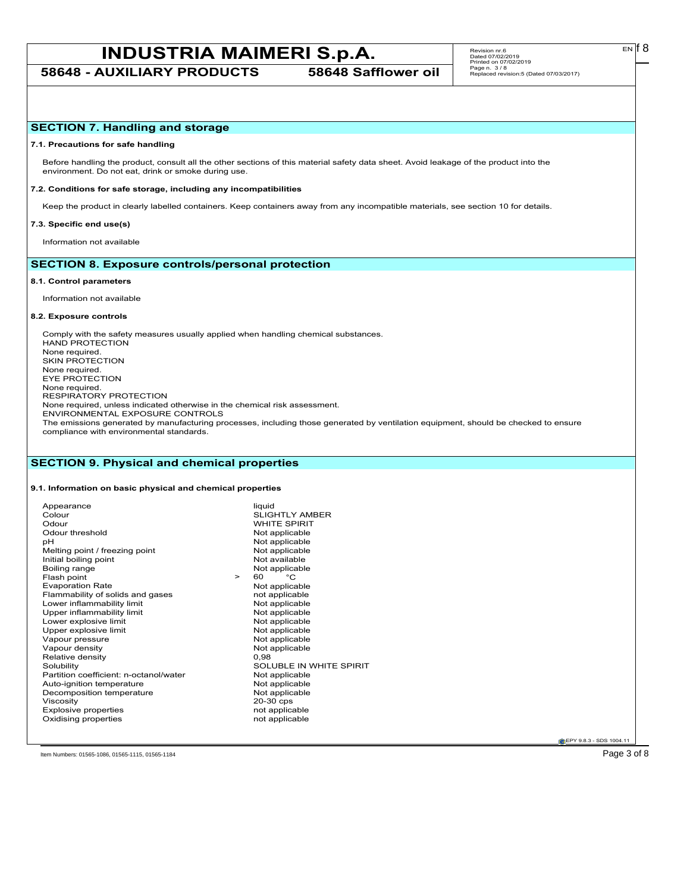## SECTION 7. Handling and storage

### 7.1. Precautions for safe handling

Before handling the product, consult all the other sections of this material safety data sheet. Avoid leakage of the product into the environment. Do not eat, drink or smoke during use.

### 7.2. Conditions for safe storage, including any incompatibilities

Keep the product in clearly labelled containers. Keep containers away from any incompatible materials, see section 10 for details.

### 7.3. Specific end use(s)

Information not available

## SECTION 8. Exposure controls/personal protection

### 8.1. Control parameters

Information not available

### 8.2. Exposure controls

Comply with the safety measures usually applied when handling chemical substances.
HAND PROTECTION
None required.
SKIN PROTECTION
None required.
EYE PROTECTION
None required.
RESPIRATORY PROTECTION
None required, unless indicated otherwise in the chemical risk assessment.
ENVIRONMENTAL EXPOSURE CONTROLS
The emissions generated by manufacturing processes, including those generated by ventilation equipment, should be checked to ensure compliance with environmental standards.

## SECTION 9. Physical and chemical properties

### 9.1. Information on basic physical and chemical properties

| Property | Value |
|---|---|
| Appearance | liquid |
| Colour | SLIGHTLY AMBER |
| Odour | WHITE SPIRIT |
| Odour threshold | Not applicable |
| pH | Not applicable |
| Melting point / freezing point | Not applicable |
| Initial boiling point | Not available |
| Boiling range | Not applicable |
| Flash point | > 60 °C |
| Evaporation Rate | Not applicable |
| Flammability of solids and gases | not applicable |
| Lower inflammability limit | Not applicable |
| Upper inflammability limit | Not applicable |
| Lower explosive limit | Not applicable |
| Upper explosive limit | Not applicable |
| Vapour pressure | Not applicable |
| Vapour density | Not applicable |
| Relative density | 0,98 |
| Solubility | SOLUBLE IN WHITE SPIRIT |
| Partition coefficient: n-octanol/water | Not applicable |
| Auto-ignition temperature | Not applicable |
| Decomposition temperature | Not applicable |
| Viscosity | 20-30 cps |
| Explosive properties | not applicable |
| Oxidising properties | not applicable |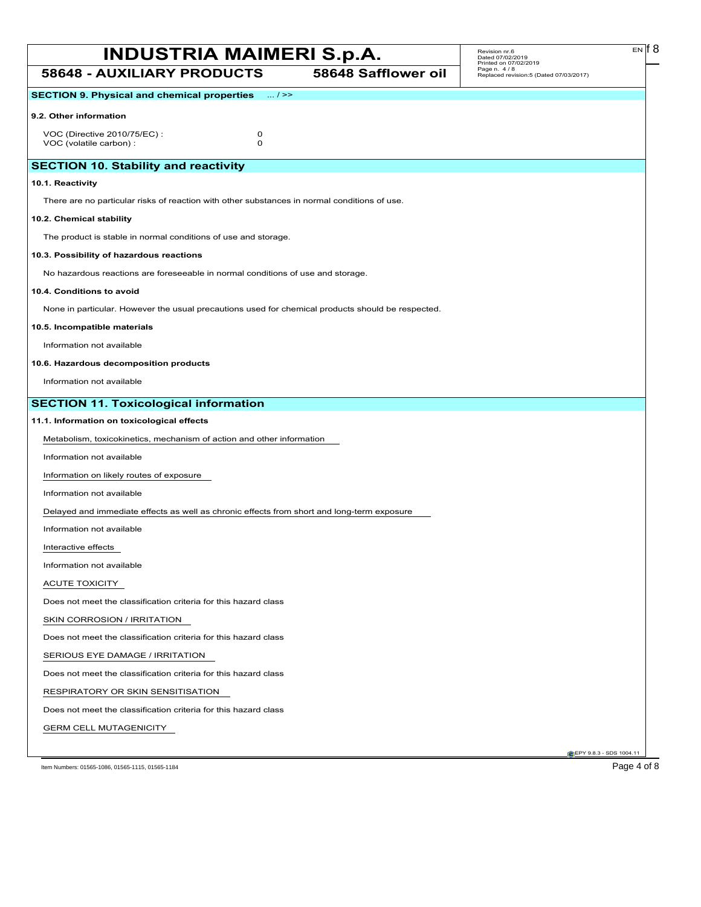## SECTION 9. Physical and chemical properties ... / >>

### 9.2. Other information

VOC (Directive 2010/75/EC) : 0
VOC (volatile carbon) : 0

## SECTION 10. Stability and reactivity

### 10.1. Reactivity

There are no particular risks of reaction with other substances in normal conditions of use.

### 10.2. Chemical stability

The product is stable in normal conditions of use and storage.

### 10.3. Possibility of hazardous reactions

No hazardous reactions are foreseeable in normal conditions of use and storage.

### 10.4. Conditions to avoid

None in particular. However the usual precautions used for chemical products should be respected.

### 10.5. Incompatible materials

Information not available

### 10.6. Hazardous decomposition products

Information not available

## SECTION 11. Toxicological information

### 11.1. Information on toxicological effects

Metabolism, toxicokinetics, mechanism of action and other information

Information not available

Information on likely routes of exposure

Information not available

Delayed and immediate effects as well as chronic effects from short and long-term exposure

Information not available

Interactive effects

Information not available

ACUTE TOXICITY

Does not meet the classification criteria for this hazard class

SKIN CORROSION / IRRITATION

Does not meet the classification criteria for this hazard class

SERIOUS EYE DAMAGE / IRRITATION

Does not meet the classification criteria for this hazard class

RESPIRATORY OR SKIN SENSITISATION

Does not meet the classification criteria for this hazard class

GERM CELL MUTAGENICITY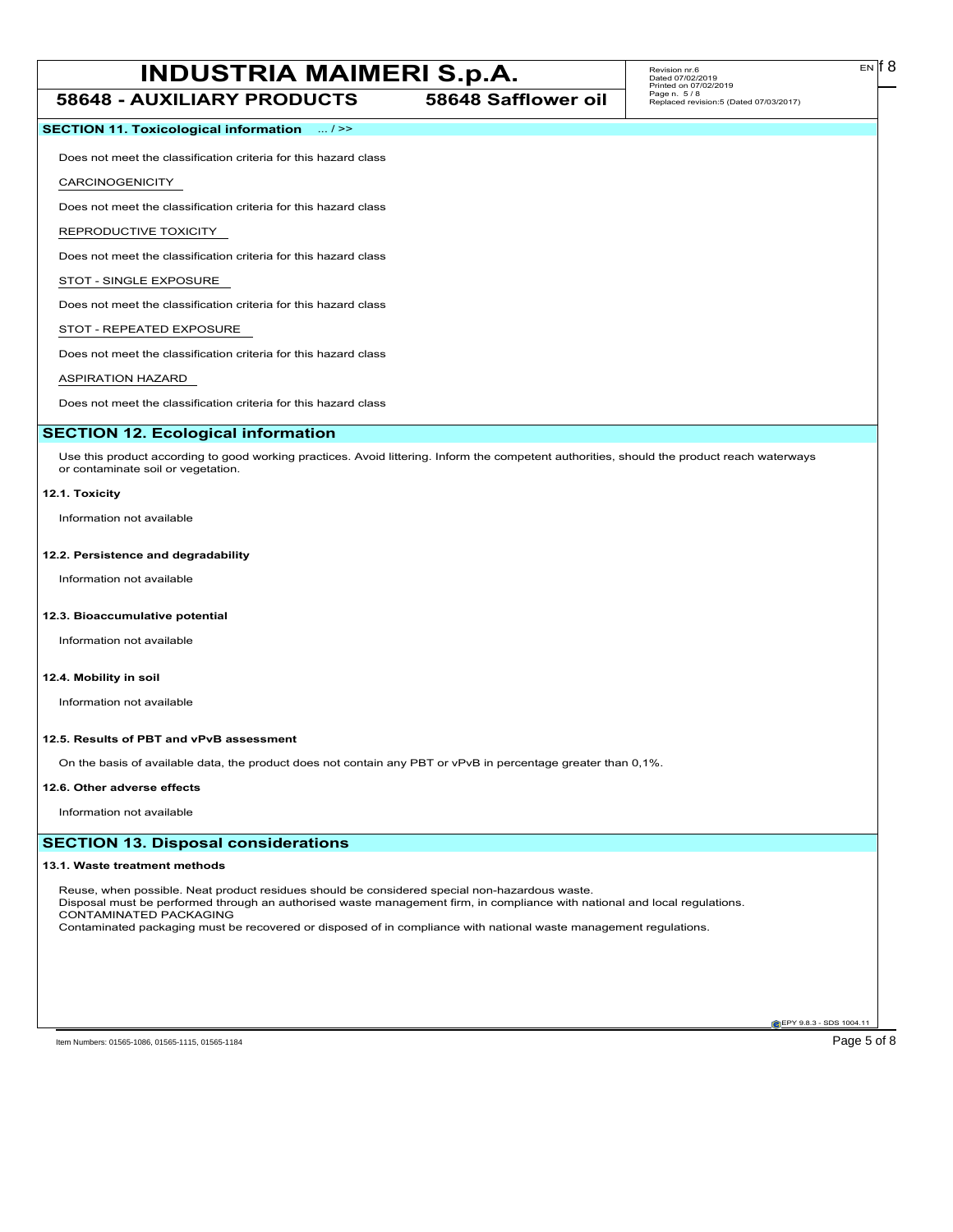## SECTION 11. Toxicological information ... / >>

Does not meet the classification criteria for this hazard class

CARCINOGENICITY

Does not meet the classification criteria for this hazard class

REPRODUCTIVE TOXICITY

Does not meet the classification criteria for this hazard class

STOT - SINGLE EXPOSURE

Does not meet the classification criteria for this hazard class

STOT - REPEATED EXPOSURE

Does not meet the classification criteria for this hazard class

ASPIRATION HAZARD

Does not meet the classification criteria for this hazard class

## SECTION 12. Ecological information

Use this product according to good working practices. Avoid littering. Inform the competent authorities, should the product reach waterways or contaminate soil or vegetation.

### 12.1. Toxicity

Information not available

### 12.2. Persistence and degradability

Information not available

### 12.3. Bioaccumulative potential

Information not available

### 12.4. Mobility in soil

Information not available

### 12.5. Results of PBT and vPvB assessment

On the basis of available data, the product does not contain any PBT or vPvB in percentage greater than 0,1%.

### 12.6. Other adverse effects

Information not available

## SECTION 13. Disposal considerations

### 13.1. Waste treatment methods

Reuse, when possible. Neat product residues should be considered special non-hazardous waste.
Disposal must be performed through an authorised waste management firm, in compliance with national and local regulations.
CONTAMINATED PACKAGING
Contaminated packaging must be recovered or disposed of in compliance with national waste management regulations.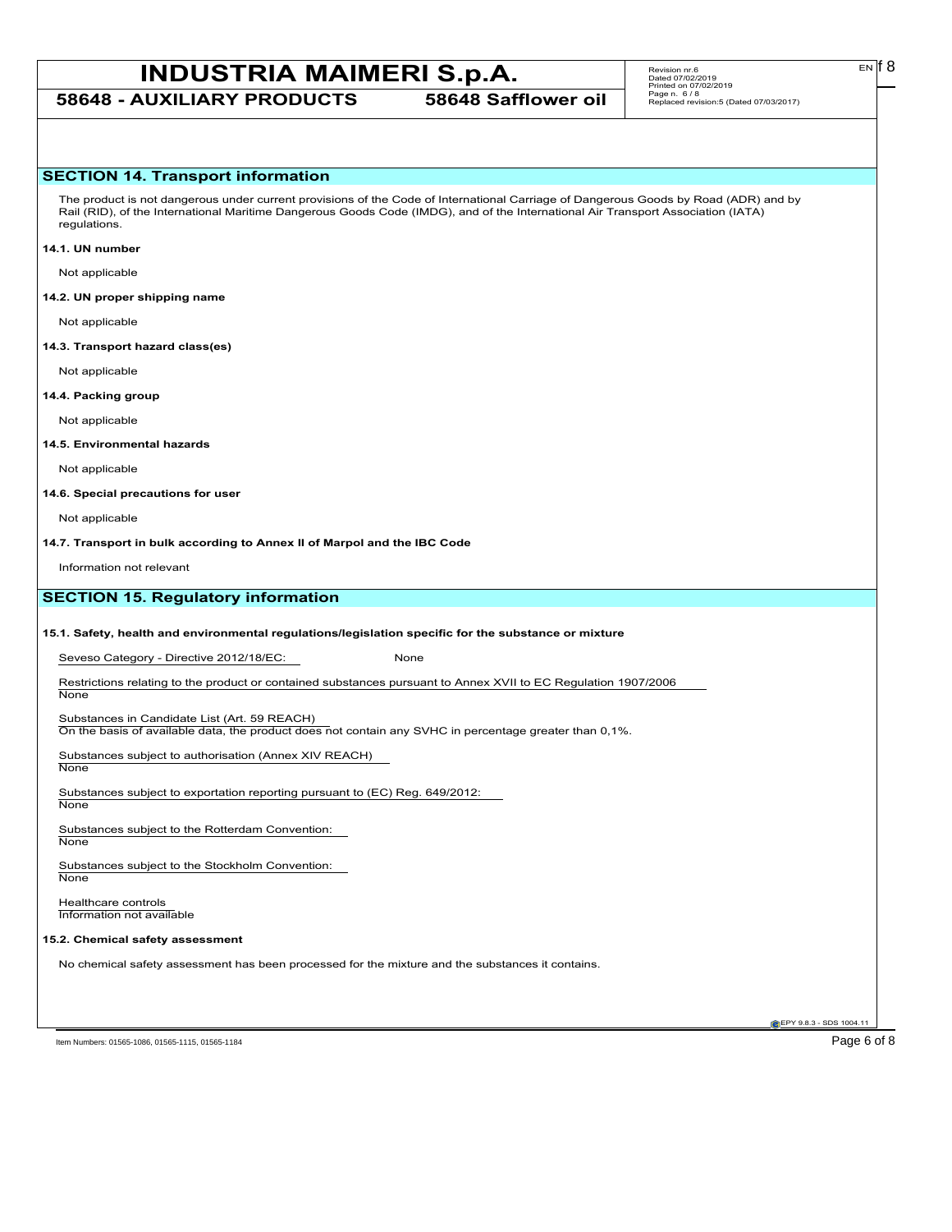## SECTION 14. Transport information

The product is not dangerous under current provisions of the Code of International Carriage of Dangerous Goods by Road (ADR) and by Rail (RID), of the International Maritime Dangerous Goods Code (IMDG), and of the International Air Transport Association (IATA) regulations.

**14.1. UN number**

Not applicable

**14.2. UN proper shipping name**

Not applicable

**14.3. Transport hazard class(es)**

Not applicable

**14.4. Packing group**

Not applicable

**14.5. Environmental hazards**

Not applicable

**14.6. Special precautions for user**

Not applicable

**14.7. Transport in bulk according to Annex II of Marpol and the IBC Code**

Information not relevant

## SECTION 15. Regulatory information

**15.1. Safety, health and environmental regulations/legislation specific for the substance or mixture**

Seveso Category - Directive 2012/18/EC: None

Restrictions relating to the product or contained substances pursuant to Annex XVII to EC Regulation 1907/2006
None

Substances in Candidate List (Art. 59 REACH)
On the basis of available data, the product does not contain any SVHC in percentage greater than 0,1%.

Substances subject to authorisation (Annex XIV REACH)
None

Substances subject to exportation reporting pursuant to (EC) Reg. 649/2012:
None

Substances subject to the Rotterdam Convention:
None

Substances subject to the Stockholm Convention:
None

Healthcare controls
Information not available

**15.2. Chemical safety assessment**

No chemical safety assessment has been processed for the mixture and the substances it contains.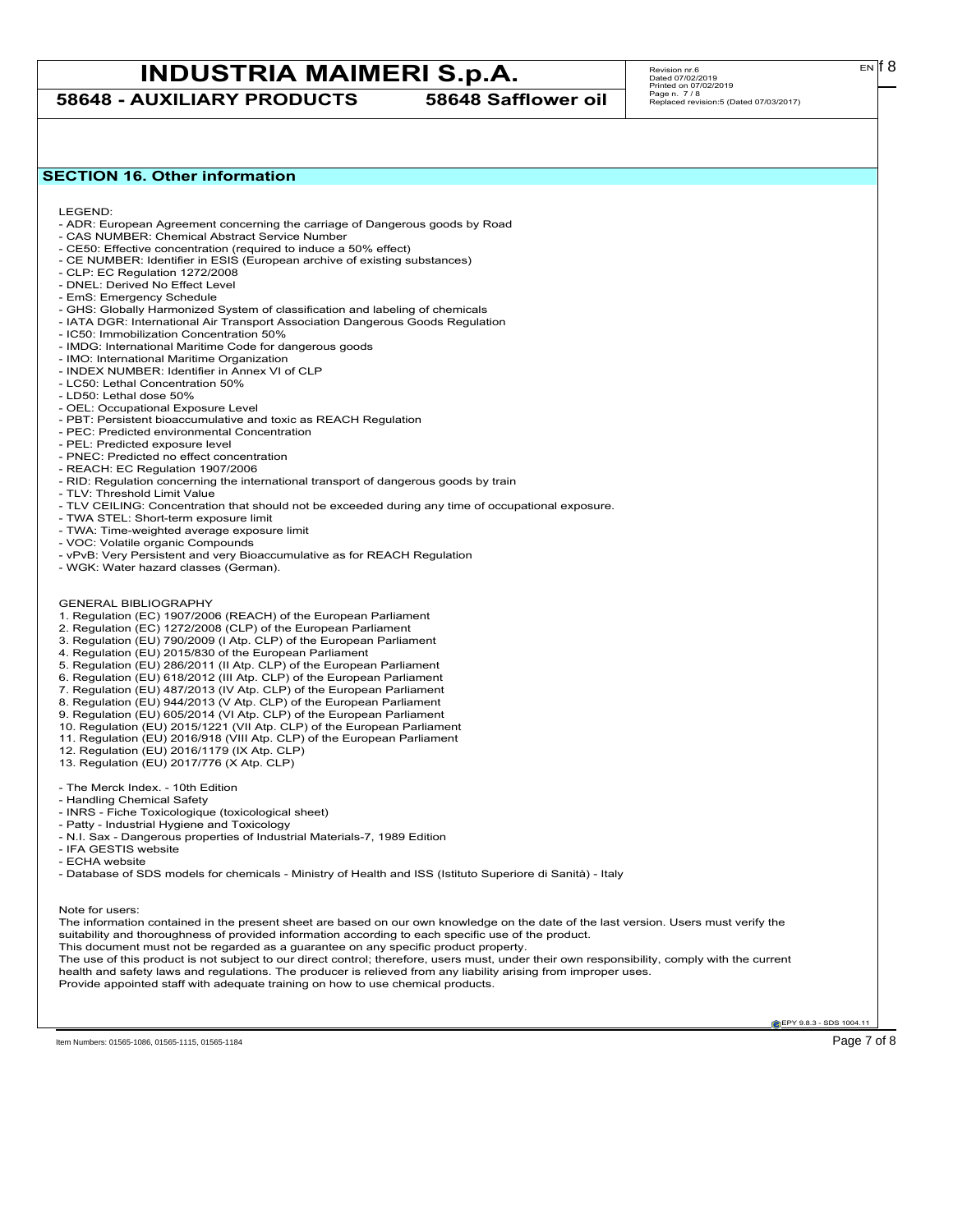## SECTION 16. Other information

LEGEND:

- ADR: European Agreement concerning the carriage of Dangerous goods by Road
- CAS NUMBER: Chemical Abstract Service Number
- CE50: Effective concentration (required to induce a 50% effect)
- CE NUMBER: Identifier in ESIS (European archive of existing substances)
- CLP: EC Regulation 1272/2008
- DNEL: Derived No Effect Level
- EmS: Emergency Schedule
- GHS: Globally Harmonized System of classification and labeling of chemicals
- IATA DGR: International Air Transport Association Dangerous Goods Regulation
- IC50: Immobilization Concentration 50%
- IMDG: International Maritime Code for dangerous goods
- IMO: International Maritime Organization
- INDEX NUMBER: Identifier in Annex VI of CLP
- LC50: Lethal Concentration 50%
- LD50: Lethal dose 50%
- OEL: Occupational Exposure Level
- PBT: Persistent bioaccumulative and toxic as REACH Regulation
- PEC: Predicted environmental Concentration
- PEL: Predicted exposure level
- PNEC: Predicted no effect concentration
- REACH: EC Regulation 1907/2006
- RID: Regulation concerning the international transport of dangerous goods by train
- TLV: Threshold Limit Value
- TLV CEILING: Concentration that should not be exceeded during any time of occupational exposure.
- TWA STEL: Short-term exposure limit
- TWA: Time-weighted average exposure limit
- VOC: Volatile organic Compounds
- vPvB: Very Persistent and very Bioaccumulative as for REACH Regulation
- WGK: Water hazard classes (German).

GENERAL BIBLIOGRAPHY

1. Regulation (EC) 1907/2006 (REACH) of the European Parliament
2. Regulation (EC) 1272/2008 (CLP) of the European Parliament
3. Regulation (EU) 790/2009 (I Atp. CLP) of the European Parliament
4. Regulation (EU) 2015/830 of the European Parliament
5. Regulation (EU) 286/2011 (II Atp. CLP) of the European Parliament
6. Regulation (EU) 618/2012 (III Atp. CLP) of the European Parliament
7. Regulation (EU) 487/2013 (IV Atp. CLP) of the European Parliament
8. Regulation (EU) 944/2013 (V Atp. CLP) of the European Parliament
9. Regulation (EU) 605/2014 (VI Atp. CLP) of the European Parliament
10. Regulation (EU) 2015/1221 (VII Atp. CLP) of the European Parliament
11. Regulation (EU) 2016/918 (VIII Atp. CLP) of the European Parliament
12. Regulation (EU) 2016/1179 (IX Atp. CLP)
13. Regulation (EU) 2017/776 (X Atp. CLP)

- The Merck Index. - 10th Edition
- Handling Chemical Safety
- INRS - Fiche Toxicologique (toxicological sheet)
- Patty - Industrial Hygiene and Toxicology
- N.I. Sax - Dangerous properties of Industrial Materials-7, 1989 Edition
- IFA GESTIS website
- ECHA website
- Database of SDS models for chemicals - Ministry of Health and ISS (Istituto Superiore di Sanità) - Italy

Note for users:

The information contained in the present sheet are based on our own knowledge on the date of the last version. Users must verify the suitability and thoroughness of provided information according to each specific use of the product.

This document must not be regarded as a guarantee on any specific product property.

The use of this product is not subject to our direct control; therefore, users must, under their own responsibility, comply with the current health and safety laws and regulations. The producer is relieved from any liability arising from improper uses.

Provide appointed staff with adequate training on how to use chemical products.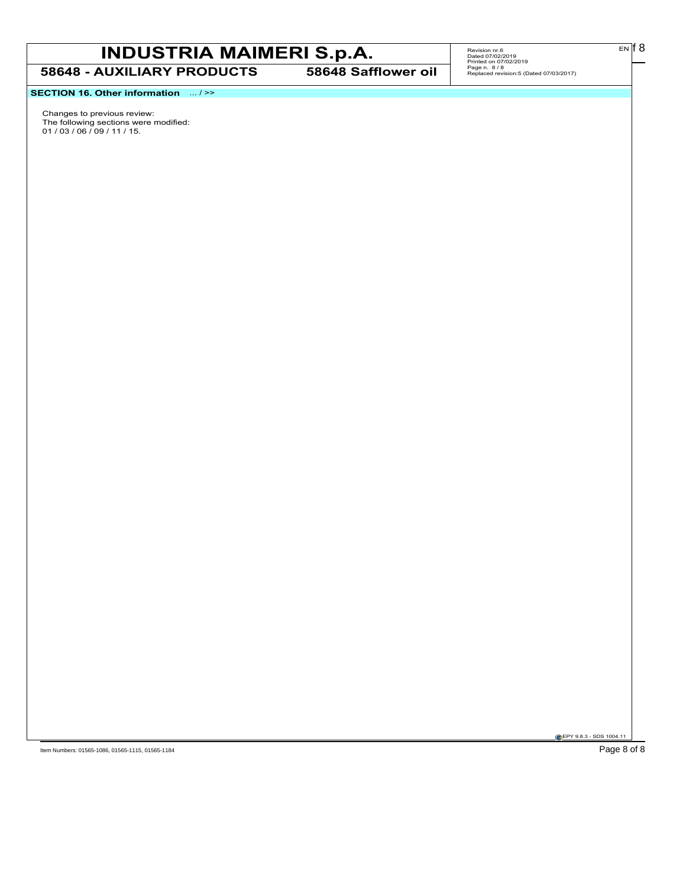## SECTION 16. Other information ... / >>

Changes to previous review:
The following sections were modified:
01 / 03 / 06 / 09 / 11 / 15.